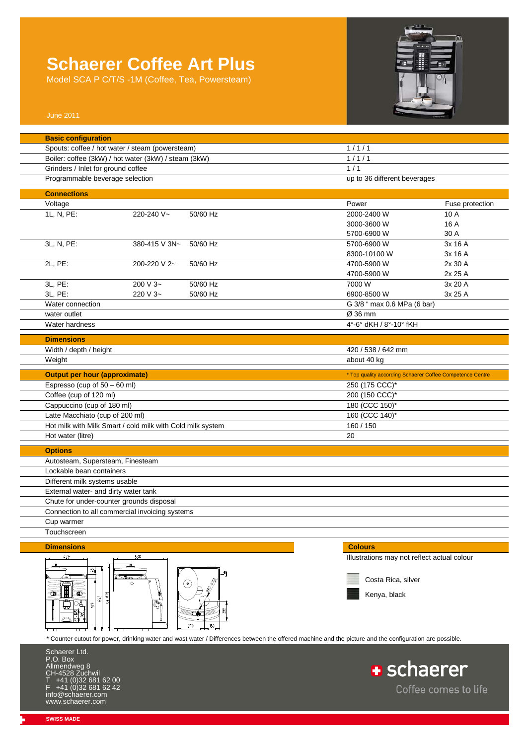# Schaerer Coffee Art Plus

Model SCA P C/T/S -1M (Coffee, Tea, Powersteam)

June 2011

| Basic configuration | |
|---|---|
| Spouts: coffee / hot water / steam (powersteam) | 1 / 1 / 1 |
| Boiler: coffee (3kW) / hot water (3kW) / steam (3kW) | 1 / 1 / 1 |
| Grinders / Inlet for ground coffee | 1 / 1 |
| Programmable beverage selection | up to 36 different beverages |

| Connections | | | | |
|---|---|---|---|---|
| Voltage | | | Power | Fuse protection |
| 1L, N, PE: | 220-240 V~ | 50/60 Hz | 2000-2400 W | 10 A |
| | | | 3000-3600 W | 16 A |
| | | | 5700-6900 W | 30 A |
| 3L, N, PE: | 380-415 V 3N~ | 50/60 Hz | 5700-6900 W | 3x 16 A |
| | | | 8300-10100 W | 3x 16 A |
| 2L, PE: | 200-220 V 2~ | 50/60 Hz | 4700-5900 W | 2x 30 A |
| | | | 4700-5900 W | 2x 25 A |
| 3L, PE: | 200 V 3~ | 50/60 Hz | 7000 W | 3x 20 A |
| 3L, PE: | 220 V 3~ | 50/60 Hz | 6900-8500 W | 3x 25 A |
| Water connection | | | G 3/8 " max 0.6 MPa (6 bar) | |
| water outlet | | | Ø 36 mm | |
| Water hardness | | | 4°-6° dKH / 8°-10° fKH | |

| Dimensions | |
|---|---|
| Width / depth / height | 420 / 538 / 642 mm |
| Weight | about 40 kg |

| Output per hour (approximate) | * Top quality according Schaerer Coffee Competence Centre |
|---|---|
| Espresso (cup of 50 – 60 ml) | 250 (175 CCC)* |
| Coffee (cup of 120 ml) | 200 (150 CCC)* |
| Cappuccino (cup of 180 ml) | 180 (CCC 150)* |
| Latte Macchiato (cup of 200 ml) | 160 (CCC 140)* |
| Hot milk with Milk Smart / cold milk with Cold milk system | 160 / 150 |
| Hot water (litre) | 20 |

## Options

- Autosteam, Supersteam, Finesteam
- Lockable bean containers
- Different milk systems usable
- External water- and dirty water tank
- Chute for under-counter grounds disposal
- Connection to all commercial invoicing systems
- Cup warmer
- Touchscreen

## Dimensions

## Colours

Illustrations may not reflect actual colour

- Costa Rica, silver
- Kenya, black

\* Counter cutout for power, drinking water and wast water / Differences between the offered machine and the picture and the configuration are possible.

Schaerer Ltd.
P.O. Box
Allmendweg 8
CH-4528 Zuchwil
T +41 (0)32 681 62 00
F +41 (0)32 681 62 42
info@schaerer.com
www.schaerer.com

schaerer
Coffee comes to life

SWISS MADE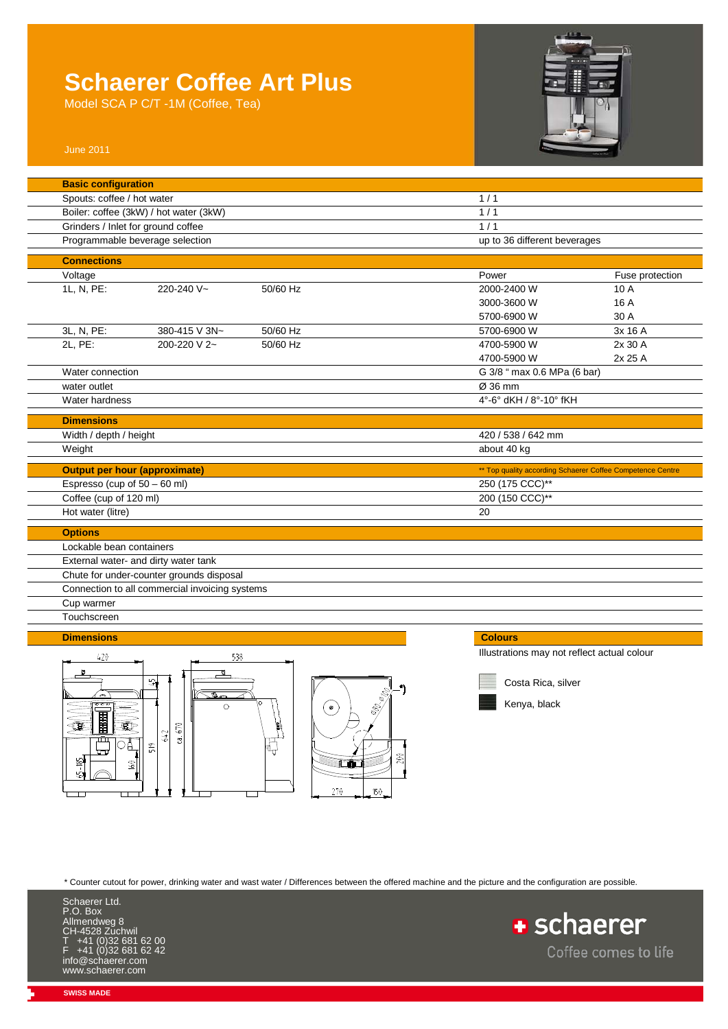# Schaerer Coffee Art Plus

Model SCA P C/T -1M (Coffee, Tea)

June 2011

| Basic configuration | |
|---|---|
| Spouts: coffee / hot water | 1 / 1 |
| Boiler: coffee (3kW) / hot water (3kW) | 1 / 1 |
| Grinders / Inlet for ground coffee | 1 / 1 |
| Programmable beverage selection | up to 36 different beverages |

| Connections | | | | |
|---|---|---|---|---|
| Voltage | | | Power | Fuse protection |
| 1L, N, PE: | 220-240 V~ | 50/60 Hz | 2000-2400 W | 10 A |
| | | | 3000-3600 W | 16 A |
| | | | 5700-6900 W | 30 A |
| 3L, N, PE: | 380-415 V 3N~ | 50/60 Hz | 5700-6900 W | 3x 16 A |
| 2L, PE: | 200-220 V 2~ | 50/60 Hz | 4700-5900 W | 2x 30 A |
| | | | 4700-5900 W | 2x 25 A |
| Water connection | | | G 3/8 " max 0.6 MPa (6 bar) | |
| water outlet | | | Ø 36 mm | |
| Water hardness | | | 4°-6° dKH / 8°-10° fKH | |

| Dimensions | |
|---|---|
| Width / depth / height | 420 / 538 / 642 mm |
| Weight | about 40 kg |

| Output per hour (approximate) | ** Top quality according Schaerer Coffee Competence Centre |
|---|---|
| Espresso (cup of 50 – 60 ml) | 250 (175 CCC)** |
| Coffee (cup of 120 ml) | 200 (150 CCC)** |
| Hot water (litre) | 20 |

| Options |
|---|
| Lockable bean containers |
| External water- and dirty water tank |
| Chute for under-counter grounds disposal |
| Connection to all commercial invoicing systems |
| Cup warmer |
| Touchscreen |

**Dimensions**

**Colours**

Illustrations may not reflect actual colour

- Costa Rica, silver
- Kenya, black

* Counter cutout for power, drinking water and wast water / Differences between the offered machine and the picture and the configuration are possible.

Schaerer Ltd.
P.O. Box
Allmendweg 8
CH-4528 Zuchwil
T +41 (0)32 681 62 00
F +41 (0)32 681 62 42
info@schaerer.com
www.schaerer.com

schaerer
Coffee comes to life

SWISS MADE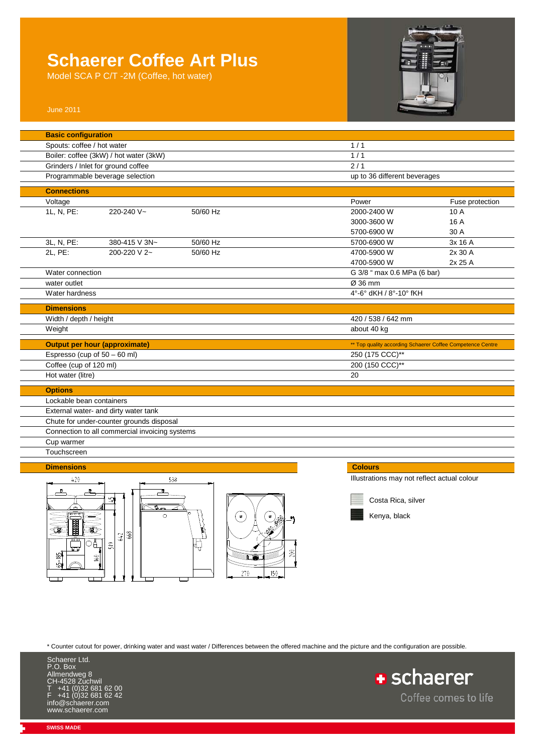# Schaerer Coffee Art Plus

Model SCA P C/T -2M (Coffee, hot water)

June 2011

| **Basic configuration** | |
|---|---|
| Spouts: coffee / hot water | 1 / 1 |
| Boiler: coffee (3kW) / hot water (3kW) | 1 / 1 |
| Grinders / Inlet for ground coffee | 2 / 1 |
| Programmable beverage selection | up to 36 different beverages |

| **Connections** | | | | |
|---|---|---|---|---|
| Voltage | | | Power | Fuse protection |
| 1L, N, PE: | 220-240 V~ | 50/60 Hz | 2000-2400 W | 10 A |
| | | | 3000-3600 W | 16 A |
| | | | 5700-6900 W | 30 A |
| 3L, N, PE: | 380-415 V 3N~ | 50/60 Hz | 5700-6900 W | 3x 16 A |
| 2L, PE: | 200-220 V 2~ | 50/60 Hz | 4700-5900 W | 2x 30 A |
| | | | 4700-5900 W | 2x 25 A |
| Water connection | | | G 3/8 " max 0.6 MPa (6 bar) | |
| water outlet | | | Ø 36 mm | |
| Water hardness | | | 4°-6° dKH / 8°-10° fKH | |

| **Dimensions** | |
|---|---|
| Width / depth / height | 420 / 538 / 642 mm |
| Weight | about 40 kg |

| **Output per hour (approximate)** | ** Top quality according Schaerer Coffee Competence Centre |
|---|---|
| Espresso (cup of 50 – 60 ml) | 250 (175 CCC)** |
| Coffee (cup of 120 ml) | 200 (150 CCC)** |
| Hot water (litre) | 20 |

| **Options** |
|---|
| Lockable bean containers |
| External water- and dirty water tank |
| Chute for under-counter grounds disposal |
| Connection to all commercial invoicing systems |
| Cup warmer |
| Touchscreen |

**Dimensions**

**Colours**

Illustrations may not reflect actual colour

- Costa Rica, silver
- Kenya, black

* Counter cutout for power, drinking water and wast water / Differences between the offered machine and the picture and the configuration are possible.

Schaerer Ltd.
P.O. Box
Allmendweg 8
CH-4528 Zuchwil
T +41 (0)32 681 62 00
F +41 (0)32 681 62 42
info@schaerer.com
www.schaerer.com

schaerer
Coffee comes to life

SWISS MADE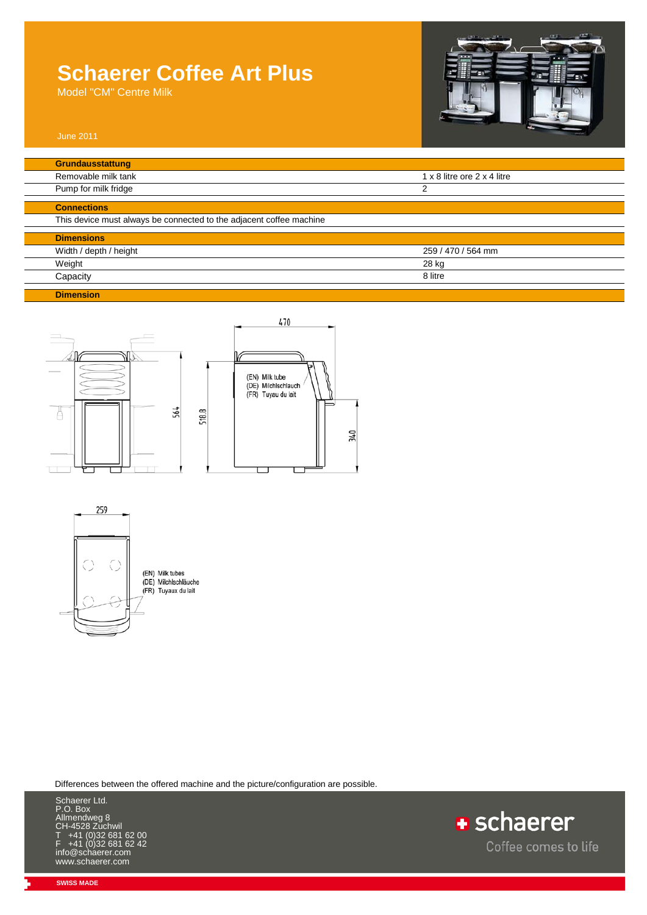# Schaerer Coffee Art Plus

Model "CM" Centre Milk

June 2011

| Grundausstattung | |
|---|---|
| Removable milk tank | 1 x 8 litre ore 2 x 4 litre |
| Pump for milk fridge | 2 |

| Connections |
|---|
| This device must always be connected to the adjacent coffee machine |

| Dimensions | |
|---|---|
| Width / depth / height | 259 / 470 / 564 mm |
| Weight | 28 kg |
| Capacity | 8 litre |

**Dimension**

470

564

518.8

340

(EN) Milk tube
(DE) Milchschlauch
(FR) Tuyau du lait

259

(EN) Milk tubes
(DE) Milchschläuche
(FR) Tuyaux du lait

Differences between the offered machine and the picture/configuration are possible.

Schaerer Ltd.
P.O. Box
Allmendweg 8
CH-4528 Zuchwil
T +41 (0)32 681 62 00
F +41 (0)32 681 62 42
info@schaerer.com
www.schaerer.com

schaerer
Coffee comes to life

SWISS MADE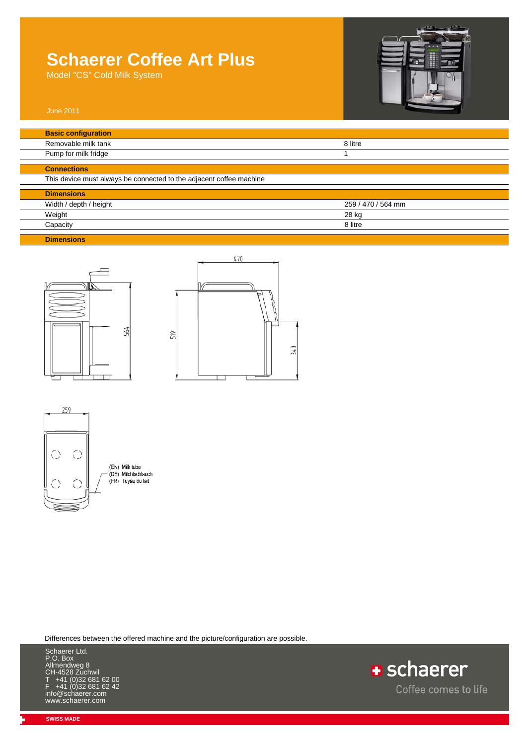# Schaerer Coffee Art Plus

Model "CS" Cold Milk System

June 2011

| Basic configuration | |
|---|---|
| Removable milk tank | 8 litre |
| Pump for milk fridge | 1 |

| Connections |
|---|
| This device must always be connected to the adjacent coffee machine |

| Dimensions | |
|---|---|
| Width / depth / height | 259 / 470 / 564 mm |
| Weight | 28 kg |
| Capacity | 8 litre |

**Dimensions**

470

564

519

340

259

(EN) Milk tube
(DE) Milchschlauch
(FR) Tuyau du lait

Differences between the offered machine and the picture/configuration are possible.

Schaerer Ltd.
P.O. Box
Allmendweg 8
CH-4528 Zuchwil
T +41 (0)32 681 62 00
F +41 (0)32 681 62 42
info@schaerer.com
www.schaerer.com

schaerer
Coffee comes to life

SWISS MADE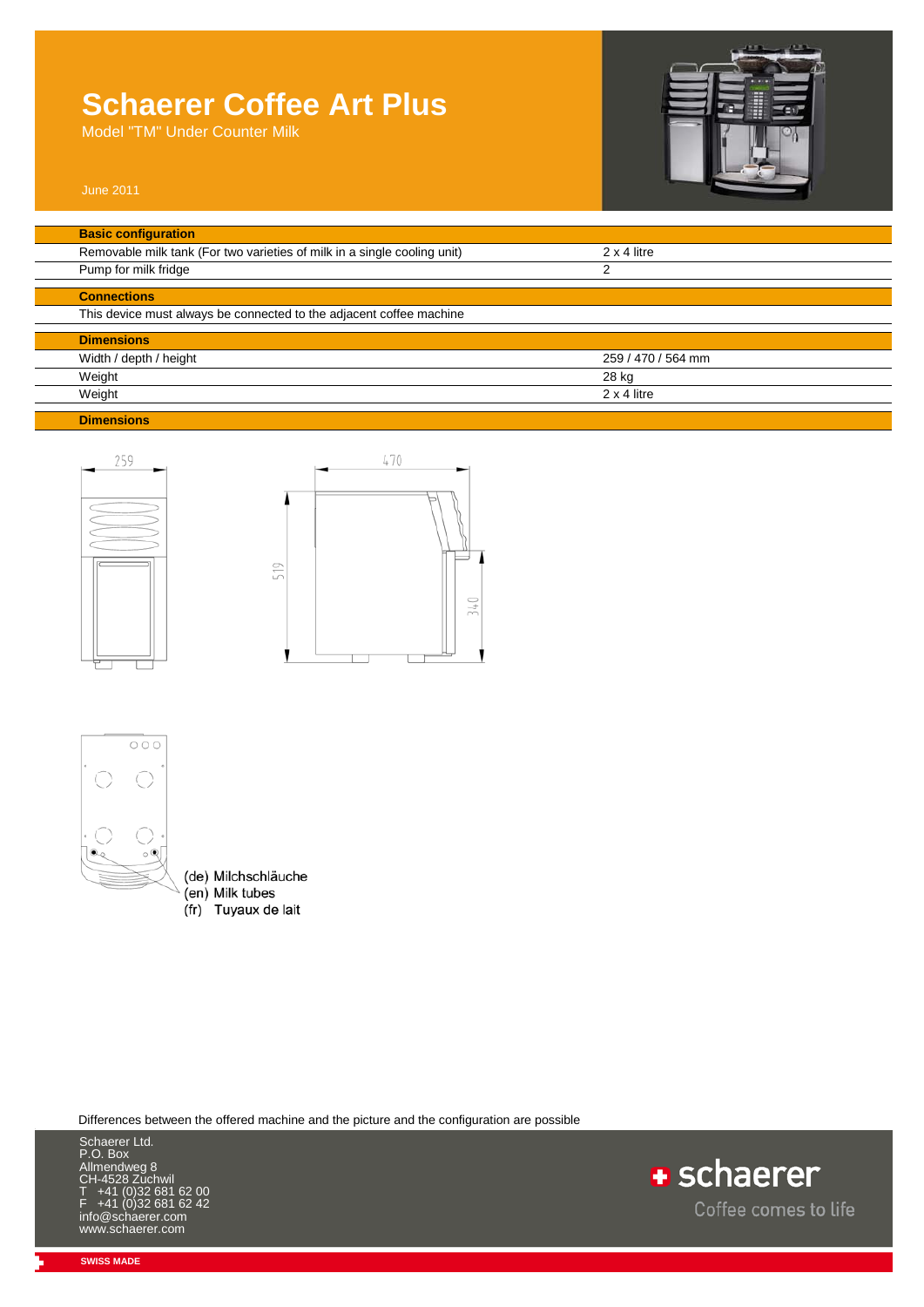# Schaerer Coffee Art Plus

Model "TM" Under Counter Milk

June 2011

| **Basic configuration** | |
|---|---|
| Removable milk tank (For two varieties of milk in a single cooling unit) | 2 x 4 litre |
| Pump for milk fridge | 2 |

| **Connections** | |
|---|---|
| This device must always be connected to the adjacent coffee machine | |

| **Dimensions** | |
|---|---|
| Width / depth / height | 259 / 470 / 564 mm |
| Weight | 28 kg |
| Weight | 2 x 4 litre |

**Dimensions**

259

470

519

340

(de) Milchschläuche
(en) Milk tubes
(fr) Tuyaux de lait

Differences between the offered machine and the picture and the configuration are possible

Schaerer Ltd.
P.O. Box
Allmendweg 8
CH-4528 Zuchwil
T +41 (0)32 681 62 00
F +41 (0)32 681 62 42
info@schaerer.com
www.schaerer.com

schaerer
Coffee comes to life

SWISS MADE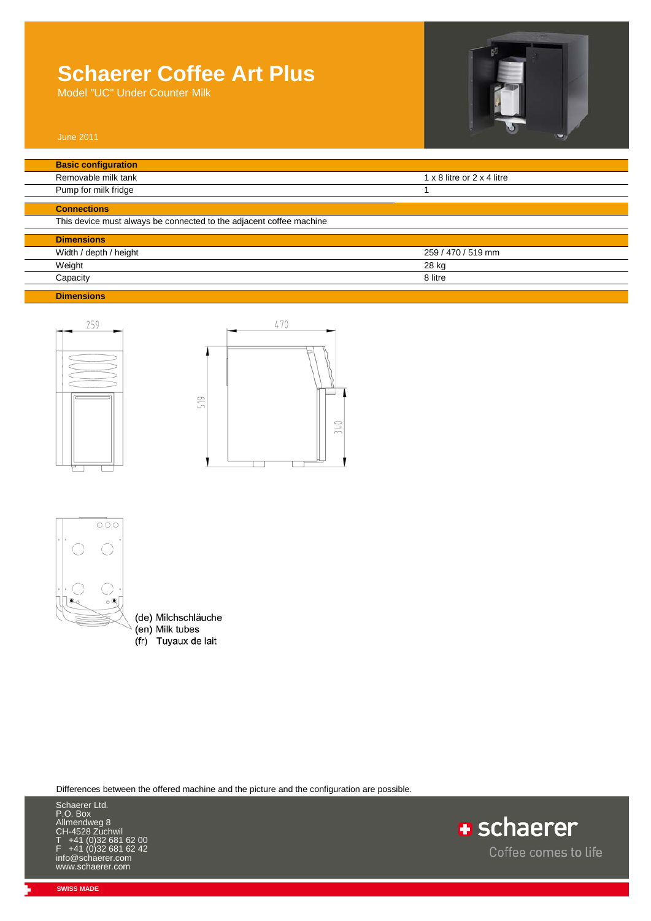# Schaerer Coffee Art Plus

Model "UC" Under Counter Milk

June 2011

| Basic configuration | |
|---|---|
| Removable milk tank | 1 x 8 litre or 2 x 4 litre |
| Pump for milk fridge | 1 |

| Connections |
|---|
| This device must always be connected to the adjacent coffee machine |

| Dimensions | |
|---|---|
| Width / depth / height | 259 / 470 / 519 mm |
| Weight | 28 kg |
| Capacity | 8 litre |

**Dimensions**

259

470

519

340

(de) Milchschläuche
(en) Milk tubes
(fr) Tuyaux de lait

Differences between the offered machine and the picture and the configuration are possible.

Schaerer Ltd.
P.O. Box
Allmendweg 8
CH-4528 Zuchwil
T +41 (0)32 681 62 00
F +41 (0)32 681 62 42
info@schaerer.com
www.schaerer.com

schaerer
Coffee comes to life

SWISS MADE